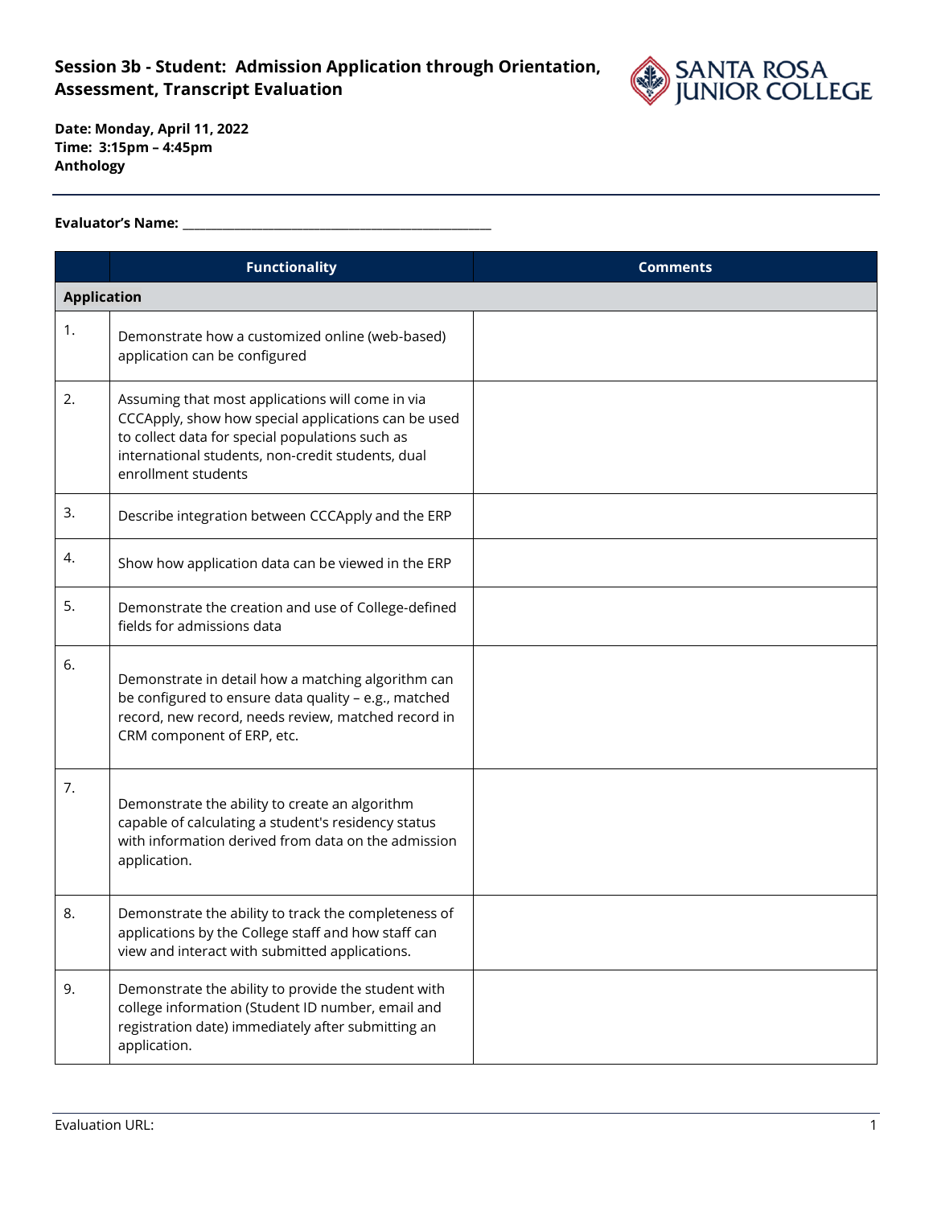# Session 3b - Student: Admission Application through Orientation, Assessment, Transcript Evaluation

**Date: Monday, April 11, 2022**
**Time: 3:15pm – 4:45pm**
**Anthology**

**Evaluator's Name:** ______________________________________________

| | Functionality | Comments |
|---|---|---|
| **Application** | | |
| 1. | Demonstrate how a customized online (web-based) application can be configured | |
| 2. | Assuming that most applications will come in via CCCApply, show how special applications can be used to collect data for special populations such as international students, non-credit students, dual enrollment students | |
| 3. | Describe integration between CCCApply and the ERP | |
| 4. | Show how application data can be viewed in the ERP | |
| 5. | Demonstrate the creation and use of College-defined fields for admissions data | |
| 6. | Demonstrate in detail how a matching algorithm can be configured to ensure data quality – e.g., matched record, new record, needs review, matched record in CRM component of ERP, etc. | |
| 7. | Demonstrate the ability to create an algorithm capable of calculating a student's residency status with information derived from data on the admission application. | |
| 8. | Demonstrate the ability to track the completeness of applications by the College staff and how staff can view and interact with submitted applications. | |
| 9. | Demonstrate the ability to provide the student with college information (Student ID number, email and registration date) immediately after submitting an application. | |

Evaluation URL: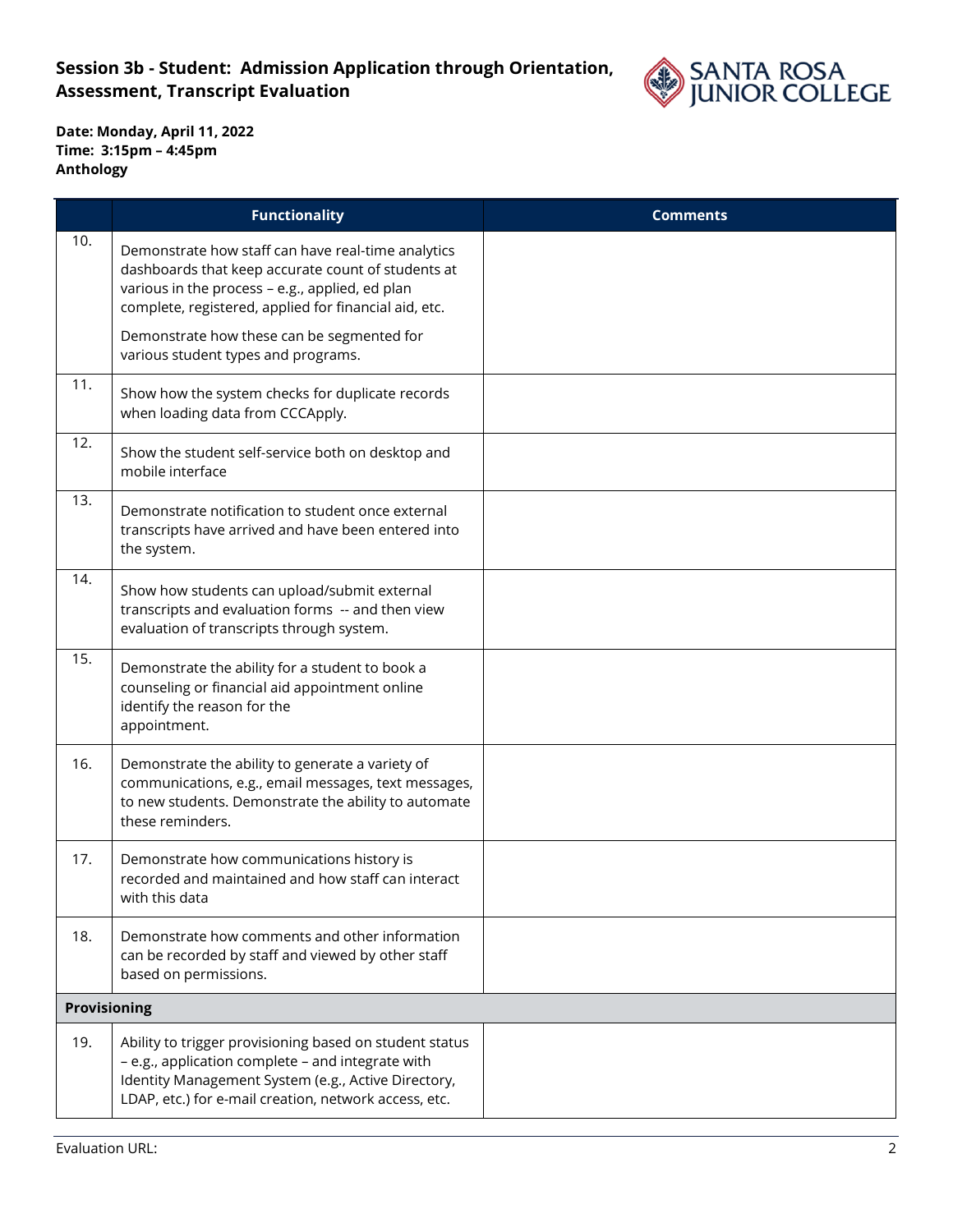# Session 3b - Student: Admission Application through Orientation, Assessment, Transcript Evaluation

**Date: Monday, April 11, 2022**
**Time: 3:15pm – 4:45pm**
**Anthology**

| | Functionality | Comments |
|---|---|---|
| 10. | Demonstrate how staff can have real-time analytics dashboards that keep accurate count of students at various in the process – e.g., applied, ed plan complete, registered, applied for financial aid, etc.<br><br>Demonstrate how these can be segmented for various student types and programs. | |
| 11. | Show how the system checks for duplicate records when loading data from CCCApply. | |
| 12. | Show the student self-service both on desktop and mobile interface | |
| 13. | Demonstrate notification to student once external transcripts have arrived and have been entered into the system. | |
| 14. | Show how students can upload/submit external transcripts and evaluation forms -- and then view evaluation of transcripts through system. | |
| 15. | Demonstrate the ability for a student to book a counseling or financial aid appointment online identify the reason for the appointment. | |
| 16. | Demonstrate the ability to generate a variety of communications, e.g., email messages, text messages, to new students. Demonstrate the ability to automate these reminders. | |
| 17. | Demonstrate how communications history is recorded and maintained and how staff can interact with this data | |
| 18. | Demonstrate how comments and other information can be recorded by staff and viewed by other staff based on permissions. | |
| **Provisioning** | | |
| 19. | Ability to trigger provisioning based on student status – e.g., application complete – and integrate with Identity Management System (e.g., Active Directory, LDAP, etc.) for e-mail creation, network access, etc. | |

Evaluation URL: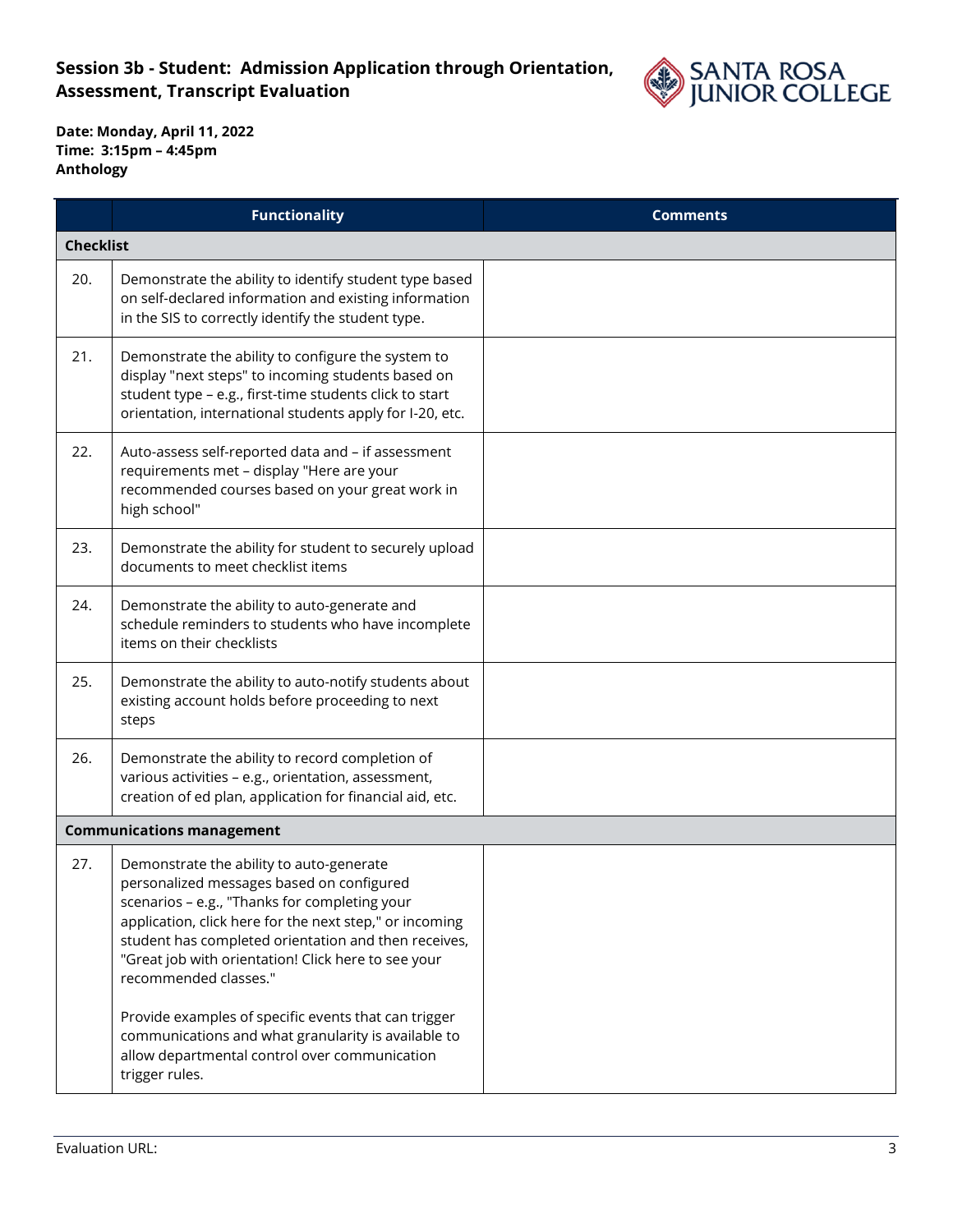**Session 3b - Student: Admission Application through Orientation, Assessment, Transcript Evaluation**

**Date: Monday, April 11, 2022**
**Time: 3:15pm – 4:45pm**
**Anthology**

| | Functionality | Comments |
|---|---|---|
| **Checklist** | | |
| 20. | Demonstrate the ability to identify student type based on self-declared information and existing information in the SIS to correctly identify the student type. | |
| 21. | Demonstrate the ability to configure the system to display "next steps" to incoming students based on student type – e.g., first-time students click to start orientation, international students apply for I-20, etc. | |
| 22. | Auto-assess self-reported data and – if assessment requirements met – display "Here are your recommended courses based on your great work in high school" | |
| 23. | Demonstrate the ability for student to securely upload documents to meet checklist items | |
| 24. | Demonstrate the ability to auto-generate and schedule reminders to students who have incomplete items on their checklists | |
| 25. | Demonstrate the ability to auto-notify students about existing account holds before proceeding to next steps | |
| 26. | Demonstrate the ability to record completion of various activities – e.g., orientation, assessment, creation of ed plan, application for financial aid, etc. | |
| **Communications management** | | |
| 27. | Demonstrate the ability to auto-generate personalized messages based on configured scenarios – e.g., "Thanks for completing your application, click here for the next step," or incoming student has completed orientation and then receives, "Great job with orientation! Click here to see your recommended classes."<br><br>Provide examples of specific events that can trigger communications and what granularity is available to allow departmental control over communication trigger rules. | |

Evaluation URL: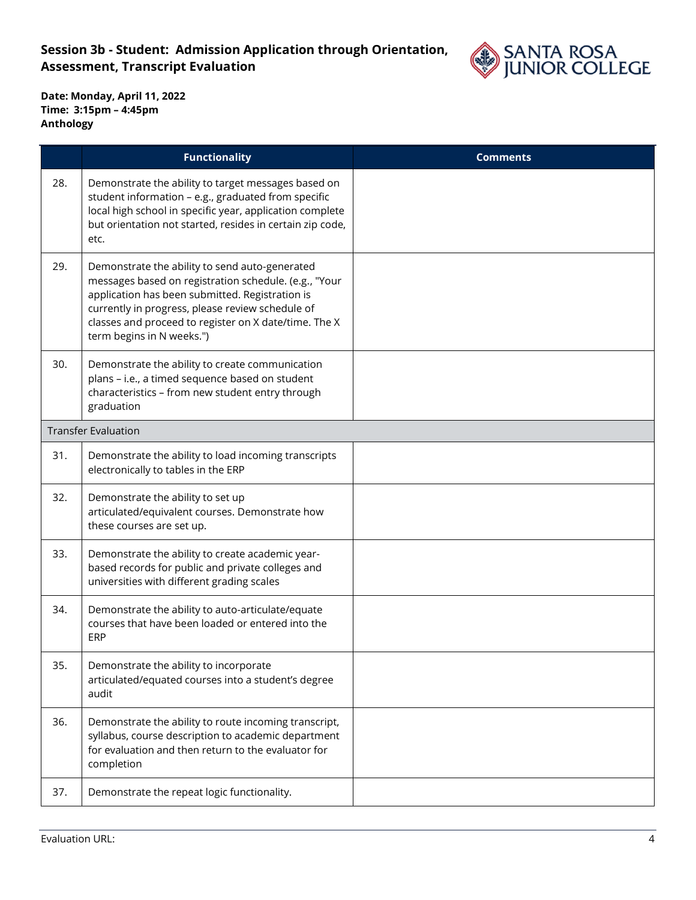## Session 3b - Student: Admission Application through Orientation, Assessment, Transcript Evaluation

**Date: Monday, April 11, 2022**
**Time: 3:15pm – 4:45pm**
**Anthology**

| | Functionality | Comments |
|---|---|---|
| 28. | Demonstrate the ability to target messages based on student information – e.g., graduated from specific local high school in specific year, application complete but orientation not started, resides in certain zip code, etc. | |
| 29. | Demonstrate the ability to send auto-generated messages based on registration schedule. (e.g., "Your application has been submitted. Registration is currently in progress, please review schedule of classes and proceed to register on X date/time. The X term begins in N weeks.") | |
| 30. | Demonstrate the ability to create communication plans – i.e., a timed sequence based on student characteristics – from new student entry through graduation | |
| Transfer Evaluation | | |
| 31. | Demonstrate the ability to load incoming transcripts electronically to tables in the ERP | |
| 32. | Demonstrate the ability to set up articulated/equivalent courses. Demonstrate how these courses are set up. | |
| 33. | Demonstrate the ability to create academic year-based records for public and private colleges and universities with different grading scales | |
| 34. | Demonstrate the ability to auto-articulate/equate courses that have been loaded or entered into the ERP | |
| 35. | Demonstrate the ability to incorporate articulated/equated courses into a student's degree audit | |
| 36. | Demonstrate the ability to route incoming transcript, syllabus, course description to academic department for evaluation and then return to the evaluator for completion | |
| 37. | Demonstrate the repeat logic functionality. | |

Evaluation URL: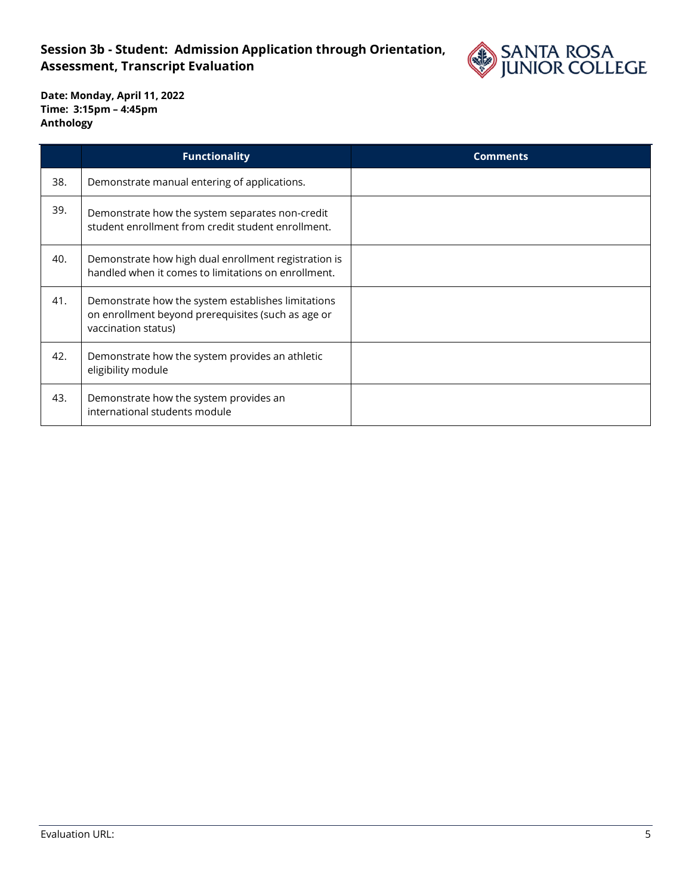**Session 3b - Student: Admission Application through Orientation, Assessment, Transcript Evaluation**

**Date: Monday, April 11, 2022**
**Time: 3:15pm – 4:45pm**
**Anthology**

| | Functionality | Comments |
|---|---|---|
| 38. | Demonstrate manual entering of applications. | |
| 39. | Demonstrate how the system separates non-credit student enrollment from credit student enrollment. | |
| 40. | Demonstrate how high dual enrollment registration is handled when it comes to limitations on enrollment. | |
| 41. | Demonstrate how the system establishes limitations on enrollment beyond prerequisites (such as age or vaccination status) | |
| 42. | Demonstrate how the system provides an athletic eligibility module | |
| 43. | Demonstrate how the system provides an international students module | |

Evaluation URL: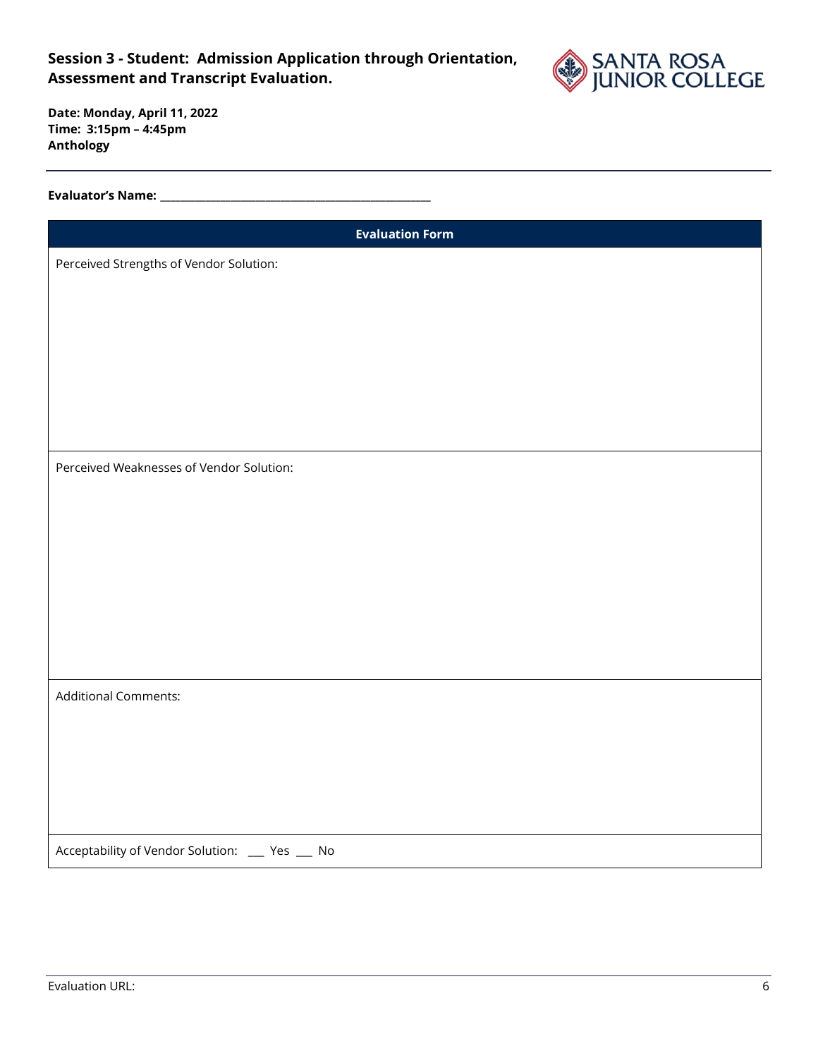**Session 3 - Student: Admission Application through Orientation, Assessment and Transcript Evaluation.**

**Date: Monday, April 11, 2022**
**Time: 3:15pm – 4:45pm**
**Anthology**

**Evaluator's Name:** ______________________________________________

| Evaluation Form |
| --- |
| Perceived Strengths of Vendor Solution: |
| Perceived Weaknesses of Vendor Solution: |
| Additional Comments: |
| Acceptability of Vendor Solution: ___ Yes ___ No |

Evaluation URL: